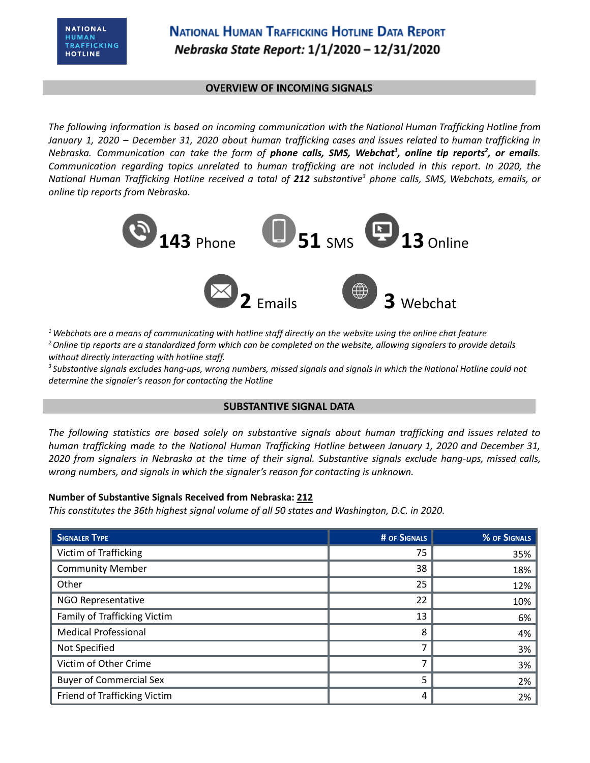NATIONAL HUMAN TRAFFICKING HOTLINE

# National Human Trafficking Hotline Data Report

## *Nebraska State Report:* 1/1/2020 – 12/31/2020

## OVERVIEW OF INCOMING SIGNALS

*The following information is based on incoming communication with the National Human Trafficking Hotline from January 1, 2020 – December 31, 2020 about human trafficking cases and issues related to human trafficking in Nebraska. Communication can take the form of **phone calls, SMS, Webchat[1], online tip reports[2], or emails**. Communication regarding topics unrelated to human trafficking are not included in this report. In 2020, the National Human Trafficking Hotline received a total of **212** substantive[3] phone calls, SMS, Webchats, emails, or online tip reports from Nebraska.*

**143** Phone **51** SMS **13** Online

**2** Emails **3** Webchat

*[1] Webchats are a means of communicating with hotline staff directly on the website using the online chat feature*
*[2] Online tip reports are a standardized form which can be completed on the website, allowing signalers to provide details without directly interacting with hotline staff.*
*[3] Substantive signals excludes hang-ups, wrong numbers, missed signals and signals in which the National Hotline could not determine the signaler's reason for contacting the Hotline*

## SUBSTANTIVE SIGNAL DATA

*The following statistics are based solely on substantive signals about human trafficking and issues related to human trafficking made to the National Human Trafficking Hotline between January 1, 2020 and December 31, 2020 from signalers in Nebraska at the time of their signal. Substantive signals exclude hang-ups, missed calls, wrong numbers, and signals in which the signaler's reason for contacting is unknown.*

**Number of Substantive Signals Received from Nebraska: 212**
*This constitutes the 36th highest signal volume of all 50 states and Washington, D.C. in 2020.*

| Signaler Type | # of Signals | % of Signals |
|---|---|---|
| Victim of Trafficking | 75 | 35% |
| Community Member | 38 | 18% |
| Other | 25 | 12% |
| NGO Representative | 22 | 10% |
| Family of Trafficking Victim | 13 | 6% |
| Medical Professional | 8 | 4% |
| Not Specified | 7 | 3% |
| Victim of Other Crime | 7 | 3% |
| Buyer of Commercial Sex | 5 | 2% |
| Friend of Trafficking Victim | 4 | 2% |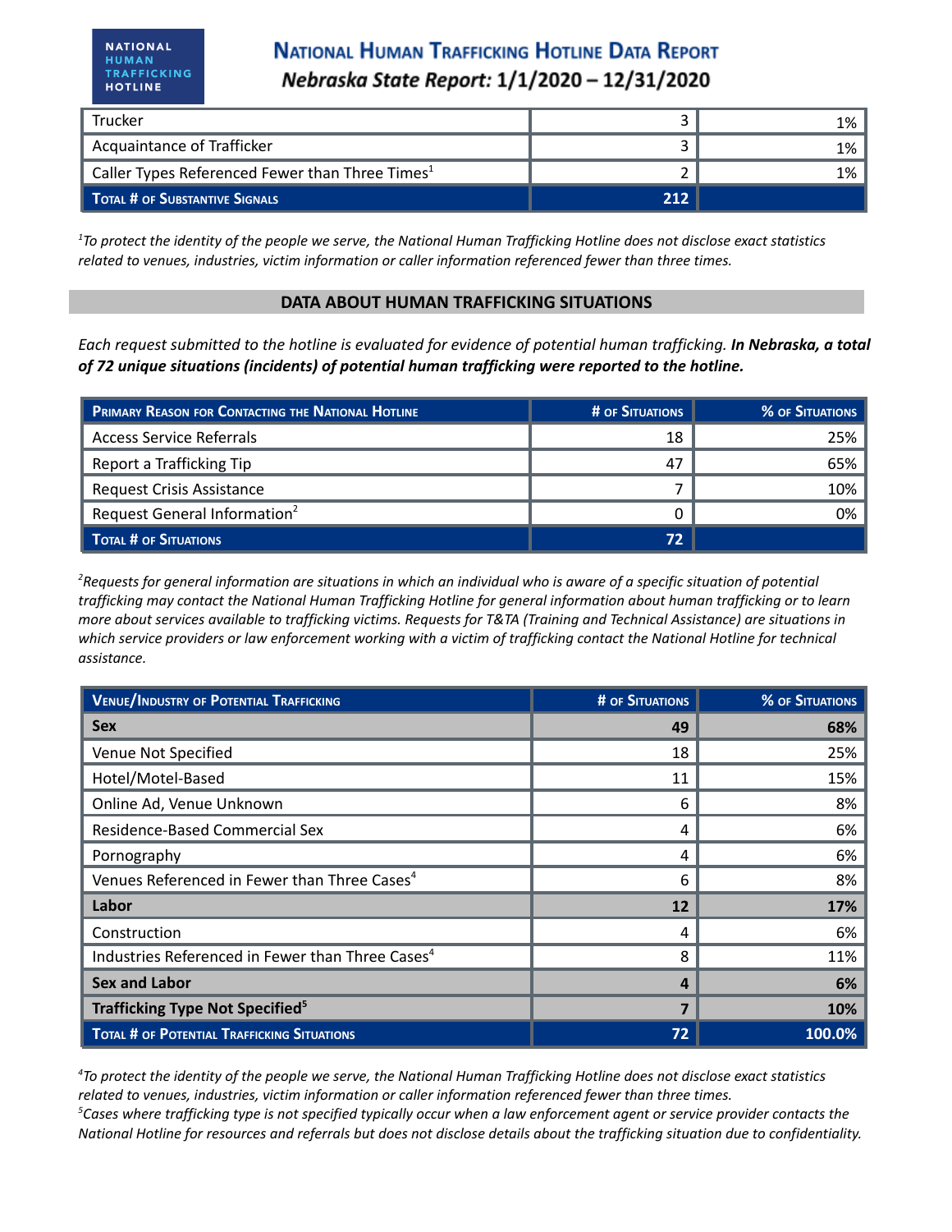| Trucker | 3 | 1% |
|---|---|---|
| Acquaintance of Trafficker | 3 | 1% |
| Caller Types Referenced Fewer than Three Times[1] | 2 | 1% |
| **Total # of Substantive Signals** | **212** | |

*[1]To protect the identity of the people we serve, the National Human Trafficking Hotline does not disclose exact statistics related to venues, industries, victim information or caller information referenced fewer than three times.*

## DATA ABOUT HUMAN TRAFFICKING SITUATIONS

*Each request submitted to the hotline is evaluated for evidence of potential human trafficking.* ***In Nebraska, a total of 72 unique situations (incidents) of potential human trafficking were reported to the hotline.***

| Primary Reason for Contacting the National Hotline | # of Situations | % of Situations |
|---|---|---|
| Access Service Referrals | 18 | 25% |
| Report a Trafficking Tip | 47 | 65% |
| Request Crisis Assistance | 7 | 10% |
| Request General Information[2] | 0 | 0% |
| **Total # of Situations** | **72** | |

*[2]Requests for general information are situations in which an individual who is aware of a specific situation of potential trafficking may contact the National Human Trafficking Hotline for general information about human trafficking or to learn more about services available to trafficking victims. Requests for T&TA (Training and Technical Assistance) are situations in which service providers or law enforcement working with a victim of trafficking contact the National Hotline for technical assistance.*

| Venue/Industry of Potential Trafficking | # of Situations | % of Situations |
|---|---|---|
| **Sex** | **49** | **68%** |
| Venue Not Specified | 18 | 25% |
| Hotel/Motel-Based | 11 | 15% |
| Online Ad, Venue Unknown | 6 | 8% |
| Residence-Based Commercial Sex | 4 | 6% |
| Pornography | 4 | 6% |
| Venues Referenced in Fewer than Three Cases[4] | 6 | 8% |
| **Labor** | **12** | **17%** |
| Construction | 4 | 6% |
| Industries Referenced in Fewer than Three Cases[4] | 8 | 11% |
| **Sex and Labor** | **4** | **6%** |
| **Trafficking Type Not Specified[5]** | **7** | **10%** |
| **Total # of Potential Trafficking Situations** | **72** | **100.0%** |

*[4]To protect the identity of the people we serve, the National Human Trafficking Hotline does not disclose exact statistics related to venues, industries, victim information or caller information referenced fewer than three times.*
*[5]Cases where trafficking type is not specified typically occur when a law enforcement agent or service provider contacts the National Hotline for resources and referrals but does not disclose details about the trafficking situation due to confidentiality.*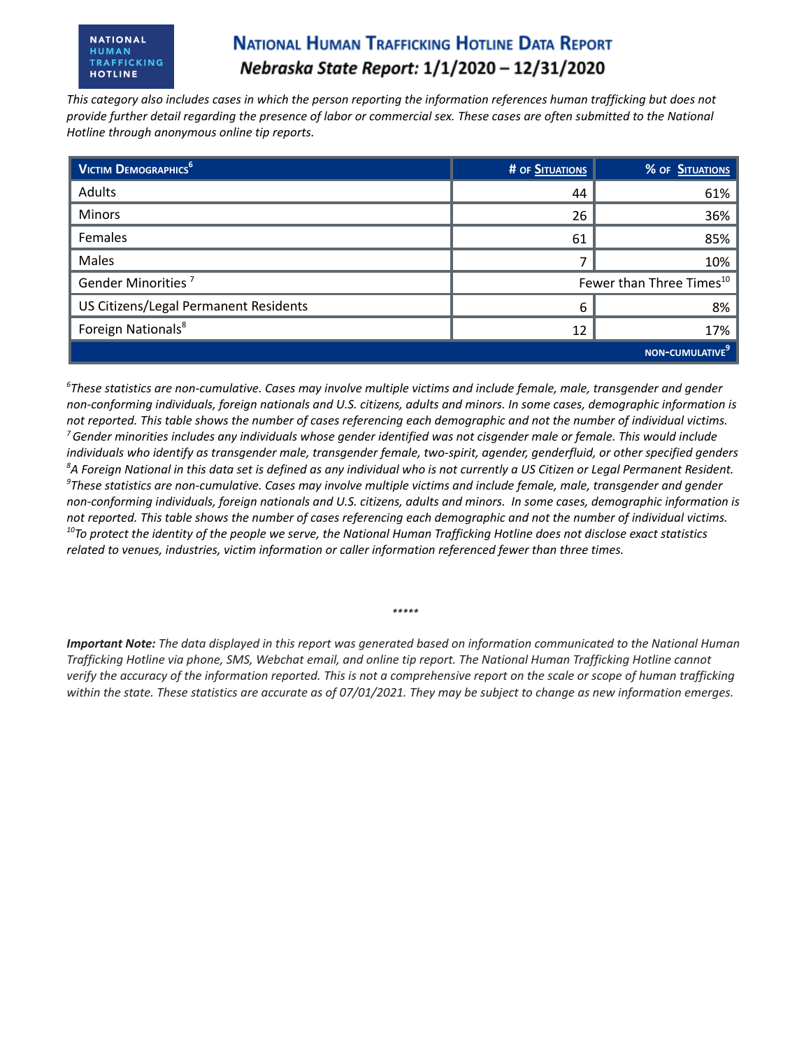*This category also includes cases in which the person reporting the information references human trafficking but does not provide further detail regarding the presence of labor or commercial sex. These cases are often submitted to the National Hotline through anonymous online tip reports.*

| Victim Demographics[6] | # of Situations | % of Situations |
| --- | --- | --- |
| Adults | 44 | 61% |
| Minors | 26 | 36% |
| Females | 61 | 85% |
| Males | 7 | 10% |
| Gender Minorities [7] | Fewer than Three Times[10] | |
| US Citizens/Legal Permanent Residents | 6 | 8% |
| Foreign Nationals[8] | 12 | 17% |
| | | non-cumulative[9] |

*[6]These statistics are non-cumulative. Cases may involve multiple victims and include female, male, transgender and gender non-conforming individuals, foreign nationals and U.S. citizens, adults and minors. In some cases, demographic information is not reported. This table shows the number of cases referencing each demographic and not the number of individual victims.*
*[7] Gender minorities includes any individuals whose gender identified was not cisgender male or female. This would include individuals who identify as transgender male, transgender female, two-spirit, agender, genderfluid, or other specified genders*
*[8]A Foreign National in this data set is defined as any individual who is not currently a US Citizen or Legal Permanent Resident.*
*[9]These statistics are non-cumulative. Cases may involve multiple victims and include female, male, transgender and gender non-conforming individuals, foreign nationals and U.S. citizens, adults and minors. In some cases, demographic information is not reported. This table shows the number of cases referencing each demographic and not the number of individual victims.*
*[10]To protect the identity of the people we serve, the National Human Trafficking Hotline does not disclose exact statistics related to venues, industries, victim information or caller information referenced fewer than three times.*

*****

***Important Note:*** *The data displayed in this report was generated based on information communicated to the National Human Trafficking Hotline via phone, SMS, Webchat email, and online tip report. The National Human Trafficking Hotline cannot verify the accuracy of the information reported. This is not a comprehensive report on the scale or scope of human trafficking within the state. These statistics are accurate as of 07/01/2021. They may be subject to change as new information emerges.*